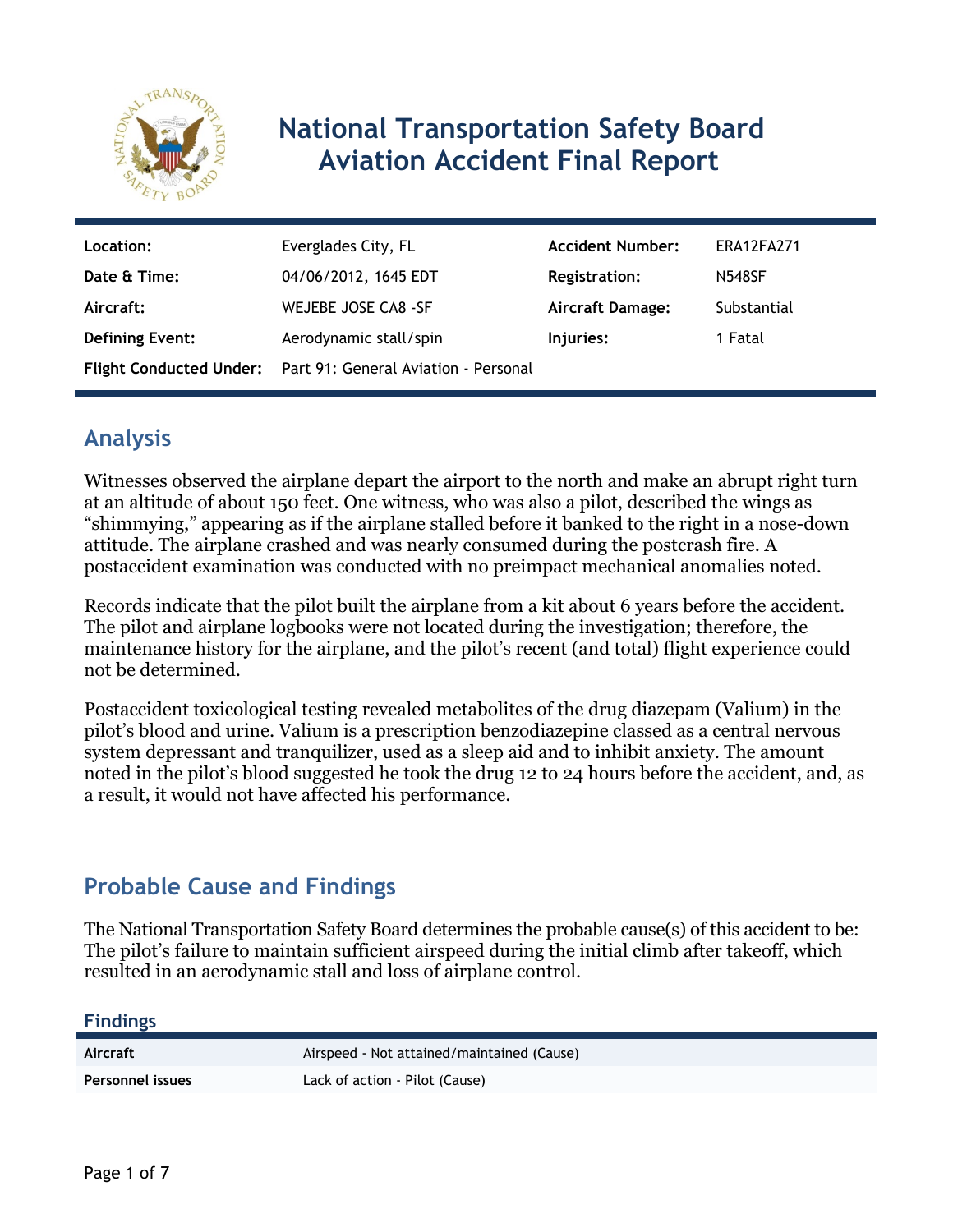# National Transportation Safety Board Aviation Accident Final Report

| Location: | Everglades City, FL | Accident Number: | ERA12FA271 |
|---|---|---|---|
| Date & Time: | 04/06/2012, 1645 EDT | Registration: | N548SF |
| Aircraft: | WEJEBE JOSE CA8 -SF | Aircraft Damage: | Substantial |
| Defining Event: | Aerodynamic stall/spin | Injuries: | 1 Fatal |
| Flight Conducted Under: | Part 91: General Aviation - Personal | | |

## Analysis

Witnesses observed the airplane depart the airport to the north and make an abrupt right turn at an altitude of about 150 feet. One witness, who was also a pilot, described the wings as "shimmying," appearing as if the airplane stalled before it banked to the right in a nose-down attitude. The airplane crashed and was nearly consumed during the postcrash fire. A postaccident examination was conducted with no preimpact mechanical anomalies noted.

Records indicate that the pilot built the airplane from a kit about 6 years before the accident. The pilot and airplane logbooks were not located during the investigation; therefore, the maintenance history for the airplane, and the pilot's recent (and total) flight experience could not be determined.

Postaccident toxicological testing revealed metabolites of the drug diazepam (Valium) in the pilot's blood and urine. Valium is a prescription benzodiazepine classed as a central nervous system depressant and tranquilizer, used as a sleep aid and to inhibit anxiety. The amount noted in the pilot's blood suggested he took the drug 12 to 24 hours before the accident, and, as a result, it would not have affected his performance.

## Probable Cause and Findings

The National Transportation Safety Board determines the probable cause(s) of this accident to be:
The pilot's failure to maintain sufficient airspeed during the initial climb after takeoff, which resulted in an aerodynamic stall and loss of airplane control.

### Findings

| | |
|---|---|
| Aircraft | Airspeed - Not attained/maintained (Cause) |
| Personnel issues | Lack of action - Pilot (Cause) |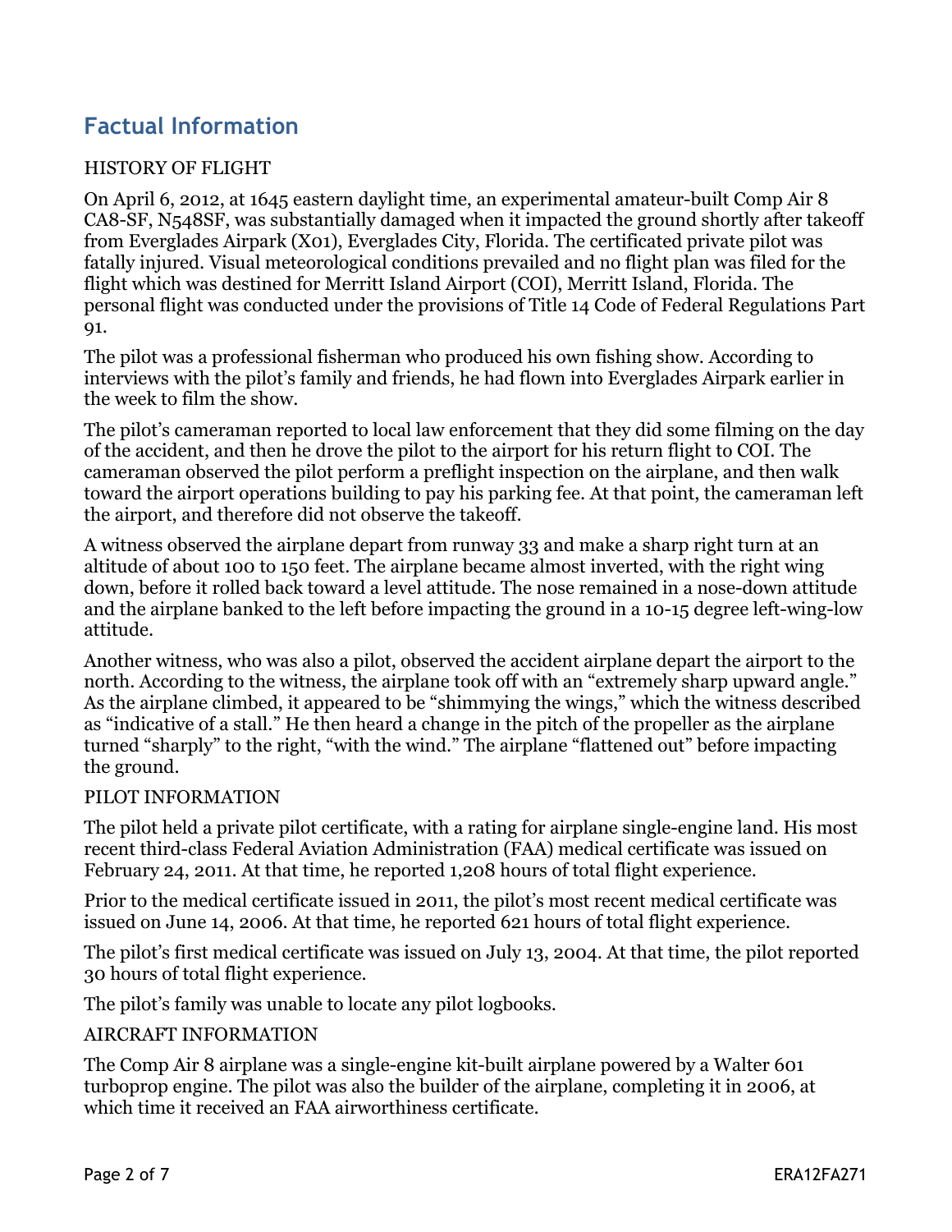## Factual Information

HISTORY OF FLIGHT

On April 6, 2012, at 1645 eastern daylight time, an experimental amateur-built Comp Air 8 CA8-SF, N548SF, was substantially damaged when it impacted the ground shortly after takeoff from Everglades Airpark (X01), Everglades City, Florida. The certificated private pilot was fatally injured. Visual meteorological conditions prevailed and no flight plan was filed for the flight which was destined for Merritt Island Airport (COI), Merritt Island, Florida. The personal flight was conducted under the provisions of Title 14 Code of Federal Regulations Part 91.

The pilot was a professional fisherman who produced his own fishing show. According to interviews with the pilot's family and friends, he had flown into Everglades Airpark earlier in the week to film the show.

The pilot's cameraman reported to local law enforcement that they did some filming on the day of the accident, and then he drove the pilot to the airport for his return flight to COI. The cameraman observed the pilot perform a preflight inspection on the airplane, and then walk toward the airport operations building to pay his parking fee. At that point, the cameraman left the airport, and therefore did not observe the takeoff.

A witness observed the airplane depart from runway 33 and make a sharp right turn at an altitude of about 100 to 150 feet. The airplane became almost inverted, with the right wing down, before it rolled back toward a level attitude. The nose remained in a nose-down attitude and the airplane banked to the left before impacting the ground in a 10-15 degree left-wing-low attitude.

Another witness, who was also a pilot, observed the accident airplane depart the airport to the north. According to the witness, the airplane took off with an "extremely sharp upward angle." As the airplane climbed, it appeared to be "shimmying the wings," which the witness described as "indicative of a stall." He then heard a change in the pitch of the propeller as the airplane turned "sharply" to the right, "with the wind." The airplane "flattened out" before impacting the ground.

PILOT INFORMATION

The pilot held a private pilot certificate, with a rating for airplane single-engine land. His most recent third-class Federal Aviation Administration (FAA) medical certificate was issued on February 24, 2011. At that time, he reported 1,208 hours of total flight experience.

Prior to the medical certificate issued in 2011, the pilot's most recent medical certificate was issued on June 14, 2006. At that time, he reported 621 hours of total flight experience.

The pilot's first medical certificate was issued on July 13, 2004. At that time, the pilot reported 30 hours of total flight experience.

The pilot's family was unable to locate any pilot logbooks.

AIRCRAFT INFORMATION

The Comp Air 8 airplane was a single-engine kit-built airplane powered by a Walter 601 turboprop engine. The pilot was also the builder of the airplane, completing it in 2006, at which time it received an FAA airworthiness certificate.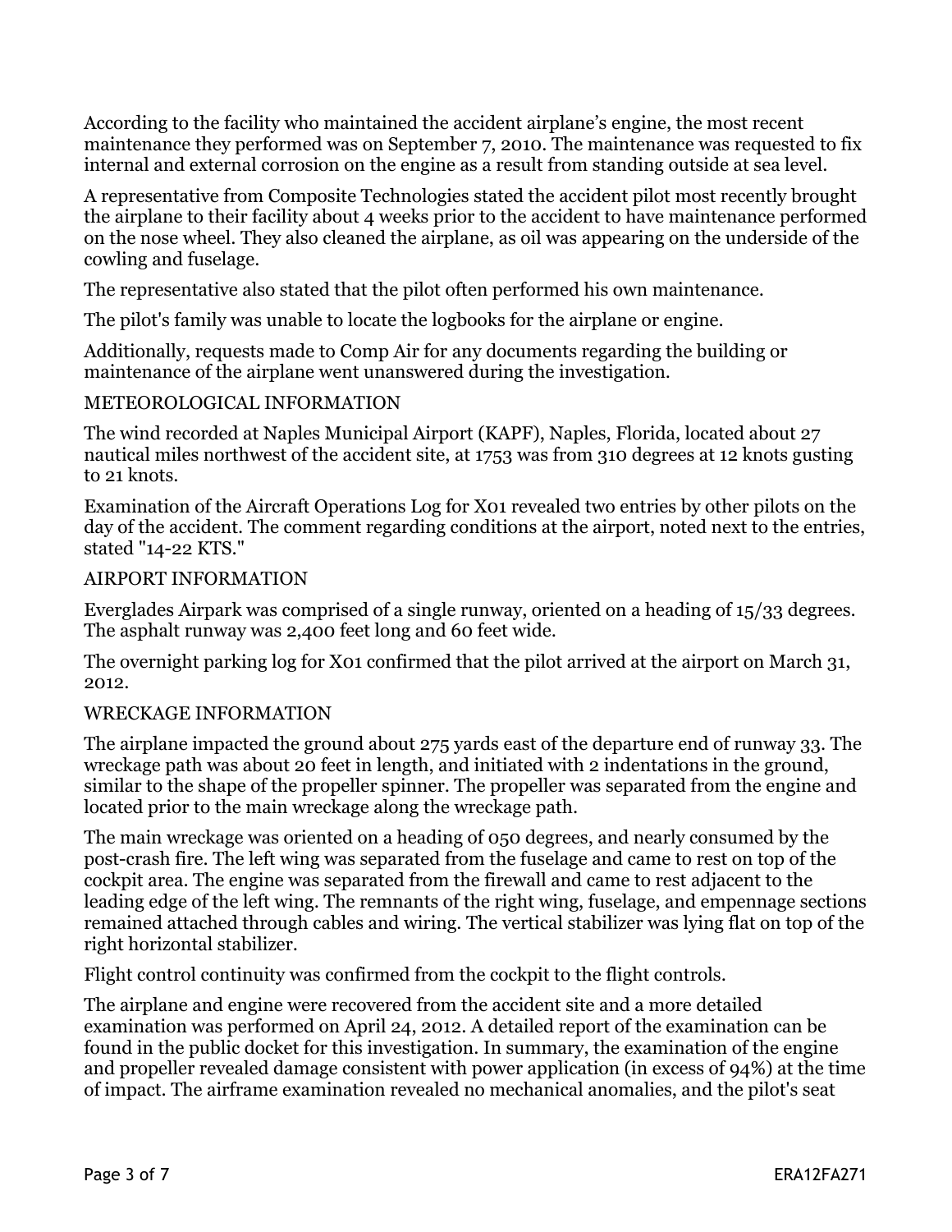According to the facility who maintained the accident airplane's engine, the most recent maintenance they performed was on September 7, 2010. The maintenance was requested to fix internal and external corrosion on the engine as a result from standing outside at sea level.

A representative from Composite Technologies stated the accident pilot most recently brought the airplane to their facility about 4 weeks prior to the accident to have maintenance performed on the nose wheel. They also cleaned the airplane, as oil was appearing on the underside of the cowling and fuselage.

The representative also stated that the pilot often performed his own maintenance.

The pilot's family was unable to locate the logbooks for the airplane or engine.

Additionally, requests made to Comp Air for any documents regarding the building or maintenance of the airplane went unanswered during the investigation.

## METEOROLOGICAL INFORMATION

The wind recorded at Naples Municipal Airport (KAPF), Naples, Florida, located about 27 nautical miles northwest of the accident site, at 1753 was from 310 degrees at 12 knots gusting to 21 knots.

Examination of the Aircraft Operations Log for X01 revealed two entries by other pilots on the day of the accident. The comment regarding conditions at the airport, noted next to the entries, stated "14-22 KTS."

## AIRPORT INFORMATION

Everglades Airpark was comprised of a single runway, oriented on a heading of 15/33 degrees. The asphalt runway was 2,400 feet long and 60 feet wide.

The overnight parking log for X01 confirmed that the pilot arrived at the airport on March 31, 2012.

## WRECKAGE INFORMATION

The airplane impacted the ground about 275 yards east of the departure end of runway 33. The wreckage path was about 20 feet in length, and initiated with 2 indentations in the ground, similar to the shape of the propeller spinner. The propeller was separated from the engine and located prior to the main wreckage along the wreckage path.

The main wreckage was oriented on a heading of 050 degrees, and nearly consumed by the post-crash fire. The left wing was separated from the fuselage and came to rest on top of the cockpit area. The engine was separated from the firewall and came to rest adjacent to the leading edge of the left wing. The remnants of the right wing, fuselage, and empennage sections remained attached through cables and wiring. The vertical stabilizer was lying flat on top of the right horizontal stabilizer.

Flight control continuity was confirmed from the cockpit to the flight controls.

The airplane and engine were recovered from the accident site and a more detailed examination was performed on April 24, 2012. A detailed report of the examination can be found in the public docket for this investigation. In summary, the examination of the engine and propeller revealed damage consistent with power application (in excess of 94%) at the time of impact. The airframe examination revealed no mechanical anomalies, and the pilot's seat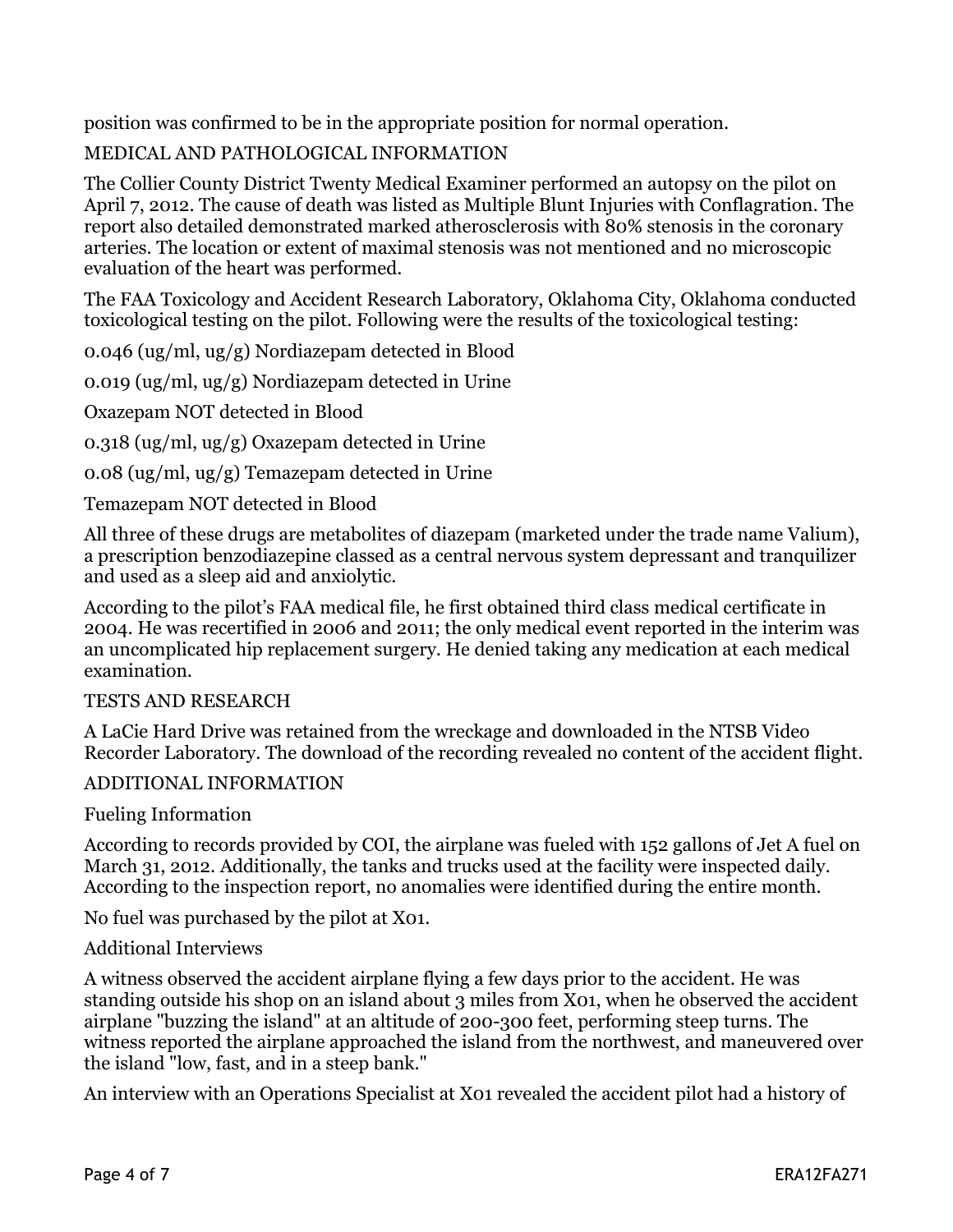position was confirmed to be in the appropriate position for normal operation.

## MEDICAL AND PATHOLOGICAL INFORMATION

The Collier County District Twenty Medical Examiner performed an autopsy on the pilot on April 7, 2012. The cause of death was listed as Multiple Blunt Injuries with Conflagration. The report also detailed demonstrated marked atherosclerosis with 80% stenosis in the coronary arteries. The location or extent of maximal stenosis was not mentioned and no microscopic evaluation of the heart was performed.

The FAA Toxicology and Accident Research Laboratory, Oklahoma City, Oklahoma conducted toxicological testing on the pilot. Following were the results of the toxicological testing:

0.046 (ug/ml, ug/g) Nordiazepam detected in Blood

0.019 (ug/ml, ug/g) Nordiazepam detected in Urine

Oxazepam NOT detected in Blood

0.318 (ug/ml, ug/g) Oxazepam detected in Urine

0.08 (ug/ml, ug/g) Temazepam detected in Urine

Temazepam NOT detected in Blood

All three of these drugs are metabolites of diazepam (marketed under the trade name Valium), a prescription benzodiazepine classed as a central nervous system depressant and tranquilizer and used as a sleep aid and anxiolytic.

According to the pilot's FAA medical file, he first obtained third class medical certificate in 2004. He was recertified in 2006 and 2011; the only medical event reported in the interim was an uncomplicated hip replacement surgery. He denied taking any medication at each medical examination.

## TESTS AND RESEARCH

A LaCie Hard Drive was retained from the wreckage and downloaded in the NTSB Video Recorder Laboratory. The download of the recording revealed no content of the accident flight.

## ADDITIONAL INFORMATION

### Fueling Information

According to records provided by COI, the airplane was fueled with 152 gallons of Jet A fuel on March 31, 2012. Additionally, the tanks and trucks used at the facility were inspected daily. According to the inspection report, no anomalies were identified during the entire month.

No fuel was purchased by the pilot at X01.

### Additional Interviews

A witness observed the accident airplane flying a few days prior to the accident. He was standing outside his shop on an island about 3 miles from X01, when he observed the accident airplane "buzzing the island" at an altitude of 200-300 feet, performing steep turns. The witness reported the airplane approached the island from the northwest, and maneuvered over the island "low, fast, and in a steep bank."

An interview with an Operations Specialist at X01 revealed the accident pilot had a history of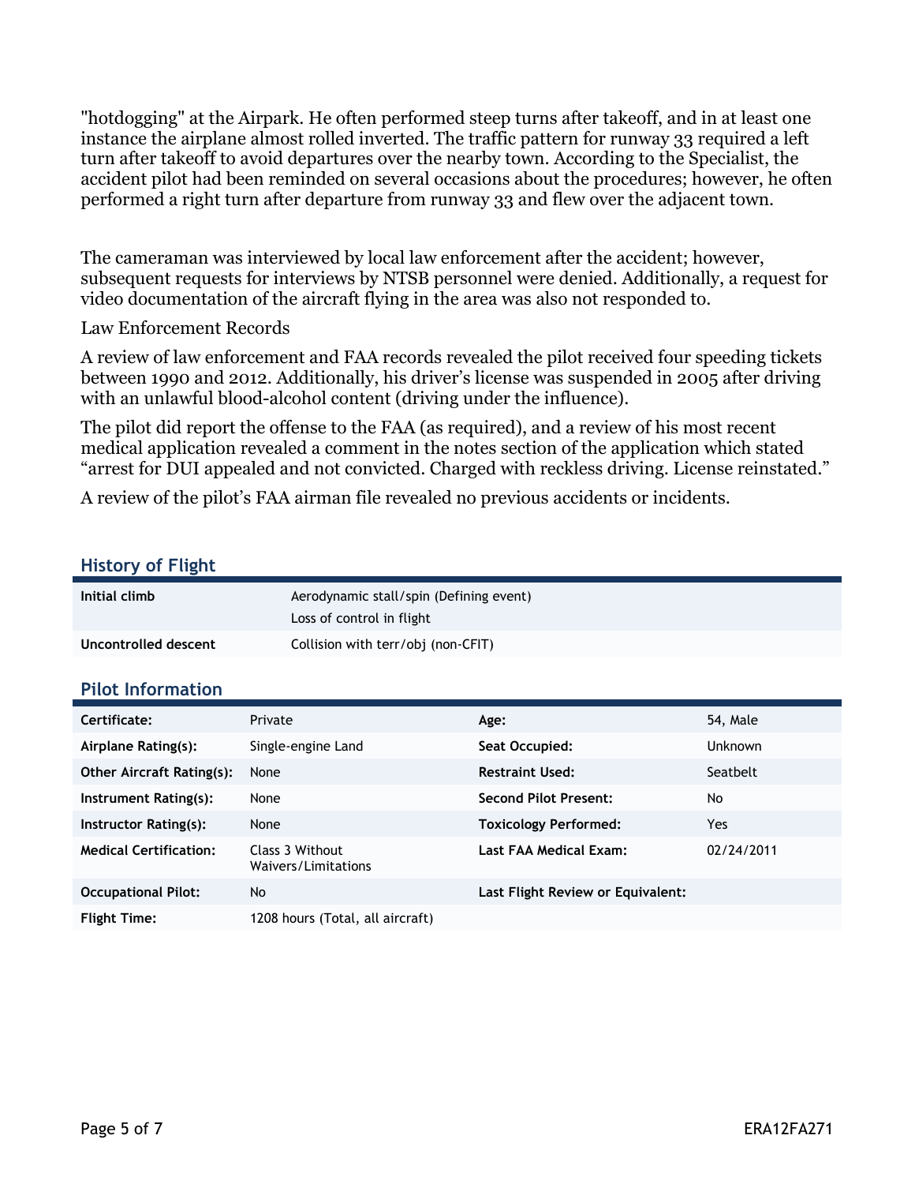"hotdogging" at the Airpark. He often performed steep turns after takeoff, and in at least one instance the airplane almost rolled inverted. The traffic pattern for runway 33 required a left turn after takeoff to avoid departures over the nearby town. According to the Specialist, the accident pilot had been reminded on several occasions about the procedures; however, he often performed a right turn after departure from runway 33 and flew over the adjacent town.

The cameraman was interviewed by local law enforcement after the accident; however, subsequent requests for interviews by NTSB personnel were denied. Additionally, a request for video documentation of the aircraft flying in the area was also not responded to.

Law Enforcement Records

A review of law enforcement and FAA records revealed the pilot received four speeding tickets between 1990 and 2012. Additionally, his driver's license was suspended in 2005 after driving with an unlawful blood-alcohol content (driving under the influence).

The pilot did report the offense to the FAA (as required), and a review of his most recent medical application revealed a comment in the notes section of the application which stated "arrest for DUI appealed and not convicted. Charged with reckless driving. License reinstated."

A review of the pilot's FAA airman file revealed no previous accidents or incidents.

## History of Flight

| | |
|---|---|
| **Initial climb** | Aerodynamic stall/spin (Defining event)<br>Loss of control in flight |
| **Uncontrolled descent** | Collision with terr/obj (non-CFIT) |

## Pilot Information

| | | | |
|---|---|---|---|
| **Certificate:** | Private | **Age:** | 54, Male |
| **Airplane Rating(s):** | Single-engine Land | **Seat Occupied:** | Unknown |
| **Other Aircraft Rating(s):** | None | **Restraint Used:** | Seatbelt |
| **Instrument Rating(s):** | None | **Second Pilot Present:** | No |
| **Instructor Rating(s):** | None | **Toxicology Performed:** | Yes |
| **Medical Certification:** | Class 3 Without Waivers/Limitations | **Last FAA Medical Exam:** | 02/24/2011 |
| **Occupational Pilot:** | No | **Last Flight Review or Equivalent:** | |
| **Flight Time:** | 1208 hours (Total, all aircraft) | | |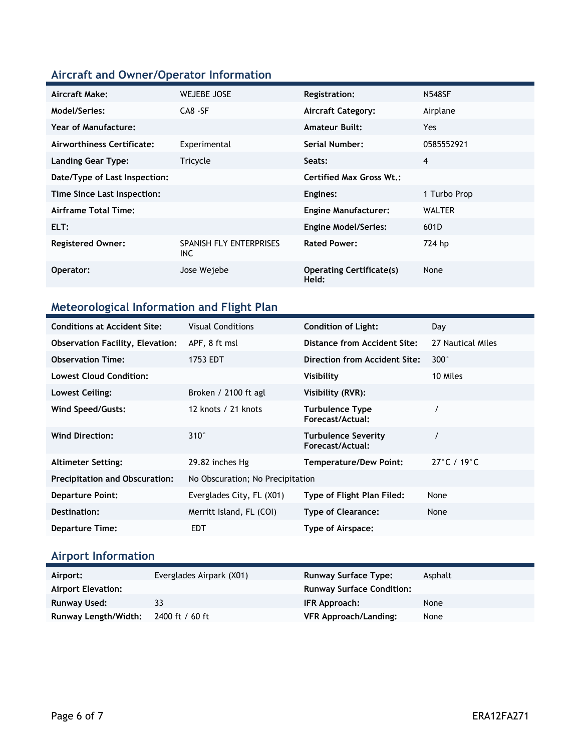## Aircraft and Owner/Operator Information

| | | | |
|---|---|---|---|
| **Aircraft Make:** | WEJEBE JOSE | **Registration:** | N548SF |
| **Model/Series:** | CA8 -SF | **Aircraft Category:** | Airplane |
| **Year of Manufacture:** | | **Amateur Built:** | Yes |
| **Airworthiness Certificate:** | Experimental | **Serial Number:** | 0585552921 |
| **Landing Gear Type:** | Tricycle | **Seats:** | 4 |
| **Date/Type of Last Inspection:** | | **Certified Max Gross Wt.:** | |
| **Time Since Last Inspection:** | | **Engines:** | 1 Turbo Prop |
| **Airframe Total Time:** | | **Engine Manufacturer:** | WALTER |
| **ELT:** | | **Engine Model/Series:** | 601D |
| **Registered Owner:** | SPANISH FLY ENTERPRISES INC | **Rated Power:** | 724 hp |
| **Operator:** | Jose Wejebe | **Operating Certificate(s) Held:** | None |

## Meteorological Information and Flight Plan

| | | | |
|---|---|---|---|
| **Conditions at Accident Site:** | Visual Conditions | **Condition of Light:** | Day |
| **Observation Facility, Elevation:** | APF, 8 ft msl | **Distance from Accident Site:** | 27 Nautical Miles |
| **Observation Time:** | 1753 EDT | **Direction from Accident Site:** | 300° |
| **Lowest Cloud Condition:** | | **Visibility** | 10 Miles |
| **Lowest Ceiling:** | Broken / 2100 ft agl | **Visibility (RVR):** | |
| **Wind Speed/Gusts:** | 12 knots / 21 knots | **Turbulence Type Forecast/Actual:** | / |
| **Wind Direction:** | 310° | **Turbulence Severity Forecast/Actual:** | / |
| **Altimeter Setting:** | 29.82 inches Hg | **Temperature/Dew Point:** | 27°C / 19°C |
| **Precipitation and Obscuration:** | No Obscuration; No Precipitation | | |
| **Departure Point:** | Everglades City, FL (X01) | **Type of Flight Plan Filed:** | None |
| **Destination:** | Merritt Island, FL (COI) | **Type of Clearance:** | None |
| **Departure Time:** | EDT | **Type of Airspace:** | |

## Airport Information

| | | | |
|---|---|---|---|
| **Airport:** | Everglades Airpark (X01) | **Runway Surface Type:** | Asphalt |
| **Airport Elevation:** | | **Runway Surface Condition:** | |
| **Runway Used:** | 33 | **IFR Approach:** | None |
| **Runway Length/Width:** | 2400 ft / 60 ft | **VFR Approach/Landing:** | None |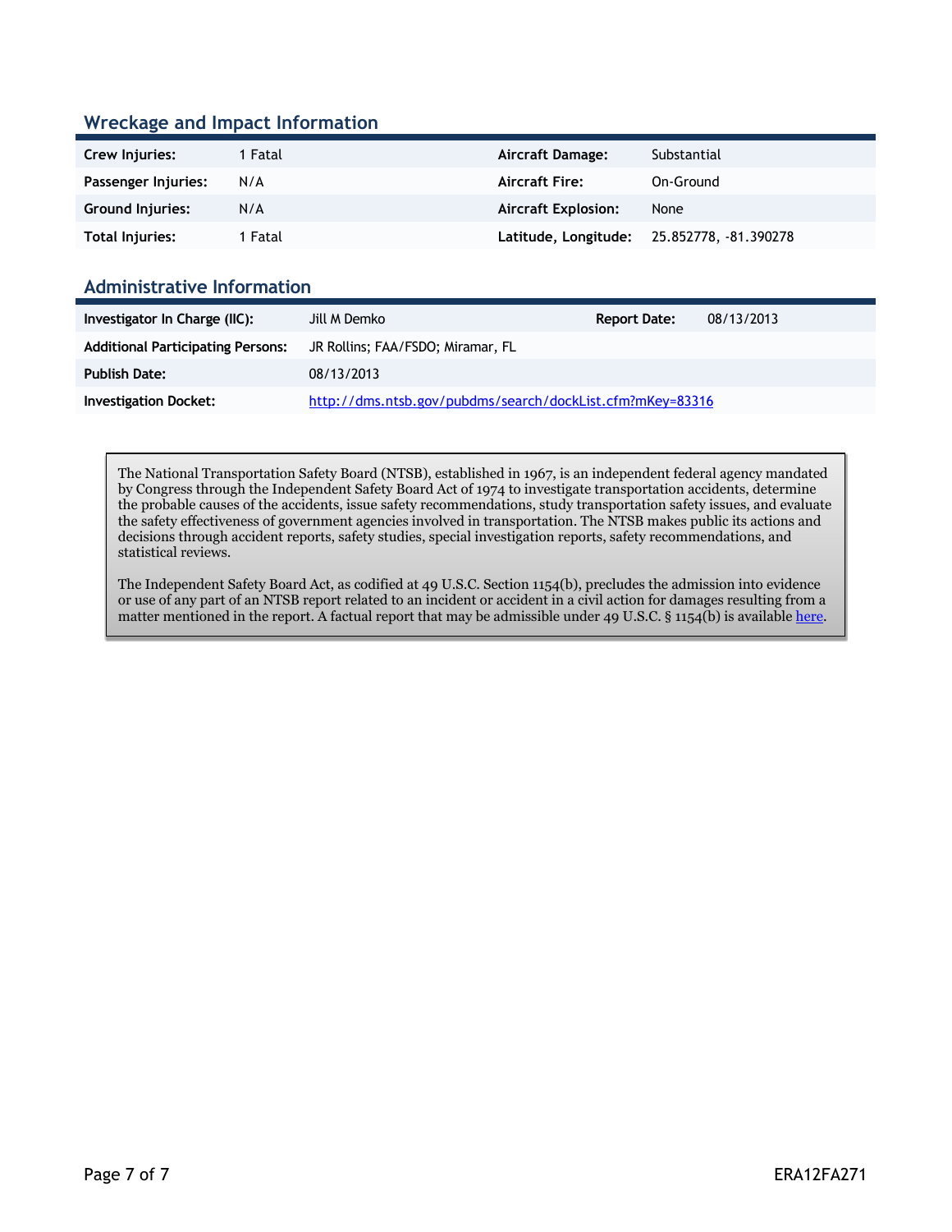## Wreckage and Impact Information

| | | | |
|---|---|---|---|
| **Crew Injuries:** | 1 Fatal | **Aircraft Damage:** | Substantial |
| **Passenger Injuries:** | N/A | **Aircraft Fire:** | On-Ground |
| **Ground Injuries:** | N/A | **Aircraft Explosion:** | None |
| **Total Injuries:** | 1 Fatal | **Latitude, Longitude:** | 25.852778, -81.390278 |

## Administrative Information

| | | | |
|---|---|---|---|
| **Investigator In Charge (IIC):** | Jill M Demko | **Report Date:** | 08/13/2013 |
| **Additional Participating Persons:** | JR Rollins; FAA/FSDO; Miramar, FL | | |
| **Publish Date:** | 08/13/2013 | | |
| **Investigation Docket:** | http://dms.ntsb.gov/pubdms/search/dockList.cfm?mKey=83316 | | |

The National Transportation Safety Board (NTSB), established in 1967, is an independent federal agency mandated by Congress through the Independent Safety Board Act of 1974 to investigate transportation accidents, determine the probable causes of the accidents, issue safety recommendations, study transportation safety issues, and evaluate the safety effectiveness of government agencies involved in transportation. The NTSB makes public its actions and decisions through accident reports, safety studies, special investigation reports, safety recommendations, and statistical reviews.

The Independent Safety Board Act, as codified at 49 U.S.C. Section 1154(b), precludes the admission into evidence or use of any part of an NTSB report related to an incident or accident in a civil action for damages resulting from a matter mentioned in the report. A factual report that may be admissible under 49 U.S.C. § 1154(b) is available here.